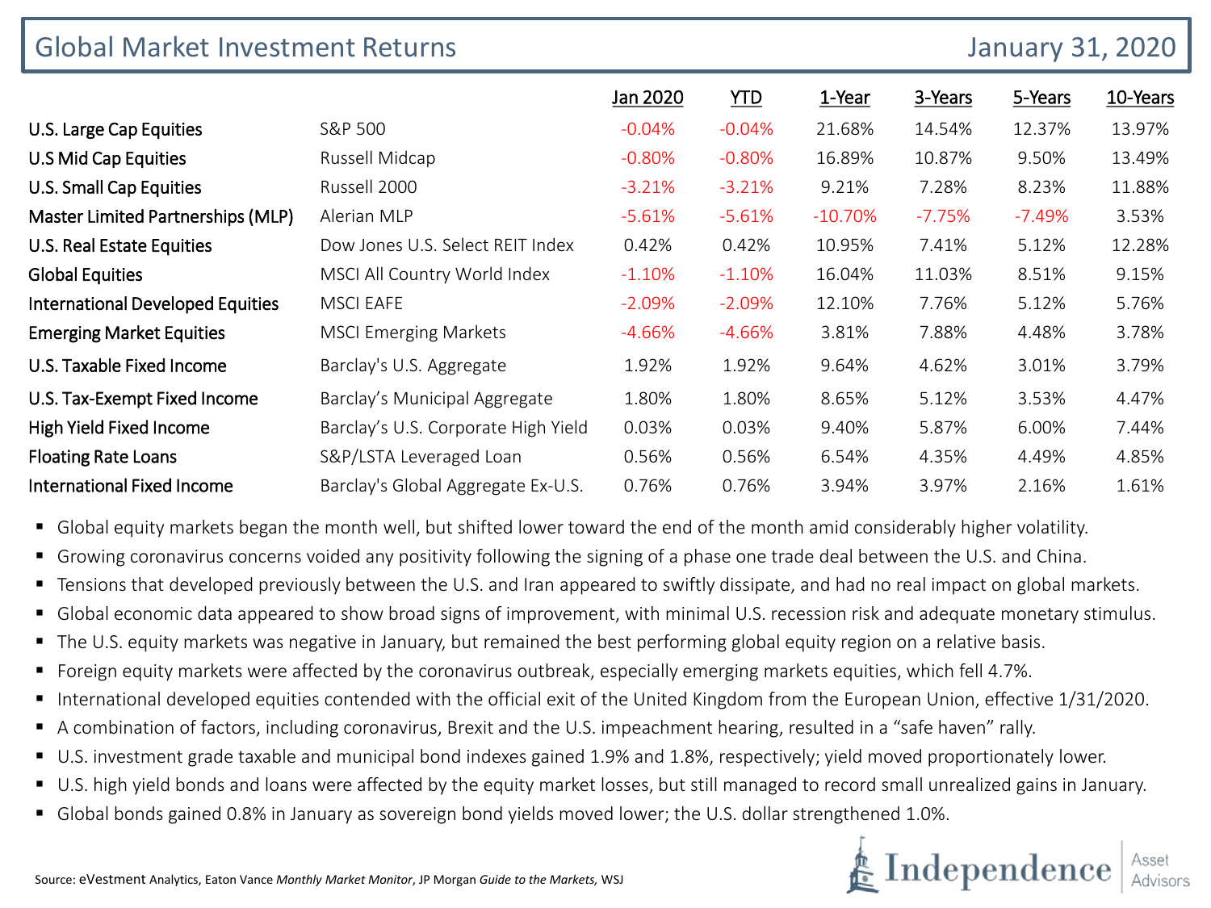# Global Market Investment Returns

January 31, 2020

| | | Jan 2020 | YTD | 1-Year | 3-Years | 5-Years | 10-Years |
|---|---|---|---|---|---|---|---|
| U.S. Large Cap Equities | S&P 500 | -0.04% | -0.04% | 21.68% | 14.54% | 12.37% | 13.97% |
| U.S Mid Cap Equities | Russell Midcap | -0.80% | -0.80% | 16.89% | 10.87% | 9.50% | 13.49% |
| U.S. Small Cap Equities | Russell 2000 | -3.21% | -3.21% | 9.21% | 7.28% | 8.23% | 11.88% |
| Master Limited Partnerships (MLP) | Alerian MLP | -5.61% | -5.61% | -10.70% | -7.75% | -7.49% | 3.53% |
| U.S. Real Estate Equities | Dow Jones U.S. Select REIT Index | 0.42% | 0.42% | 10.95% | 7.41% | 5.12% | 12.28% |
| Global Equities | MSCI All Country World Index | -1.10% | -1.10% | 16.04% | 11.03% | 8.51% | 9.15% |
| International Developed Equities | MSCI EAFE | -2.09% | -2.09% | 12.10% | 7.76% | 5.12% | 5.76% |
| Emerging Market Equities | MSCI Emerging Markets | -4.66% | -4.66% | 3.81% | 7.88% | 4.48% | 3.78% |
| U.S. Taxable Fixed Income | Barclay's U.S. Aggregate | 1.92% | 1.92% | 9.64% | 4.62% | 3.01% | 3.79% |
| U.S. Tax-Exempt Fixed Income | Barclay's Municipal Aggregate | 1.80% | 1.80% | 8.65% | 5.12% | 3.53% | 4.47% |
| High Yield Fixed Income | Barclay's U.S. Corporate High Yield | 0.03% | 0.03% | 9.40% | 5.87% | 6.00% | 7.44% |
| Floating Rate Loans | S&P/LSTA Leveraged Loan | 0.56% | 0.56% | 6.54% | 4.35% | 4.49% | 4.85% |
| International Fixed Income | Barclay's Global Aggregate Ex-U.S. | 0.76% | 0.76% | 3.94% | 3.97% | 2.16% | 1.61% |

- Global equity markets began the month well, but shifted lower toward the end of the month amid considerably higher volatility.
- Growing coronavirus concerns voided any positivity following the signing of a phase one trade deal between the U.S. and China.
- Tensions that developed previously between the U.S. and Iran appeared to swiftly dissipate, and had no real impact on global markets.
- Global economic data appeared to show broad signs of improvement, with minimal U.S. recession risk and adequate monetary stimulus.
- The U.S. equity markets was negative in January, but remained the best performing global equity region on a relative basis.
- Foreign equity markets were affected by the coronavirus outbreak, especially emerging markets equities, which fell 4.7%.
- International developed equities contended with the official exit of the United Kingdom from the European Union, effective 1/31/2020.
- A combination of factors, including coronavirus, Brexit and the U.S. impeachment hearing, resulted in a "safe haven" rally.
- U.S. investment grade taxable and municipal bond indexes gained 1.9% and 1.8%, respectively; yield moved proportionately lower.
- U.S. high yield bonds and loans were affected by the equity market losses, but still managed to record small unrealized gains in January.
- Global bonds gained 0.8% in January as sovereign bond yields moved lower; the U.S. dollar strengthened 1.0%.

Source: eVestment Analytics, Eaton Vance *Monthly Market Monitor*, JP Morgan *Guide to the Markets*, WSJ

Independence Asset Advisors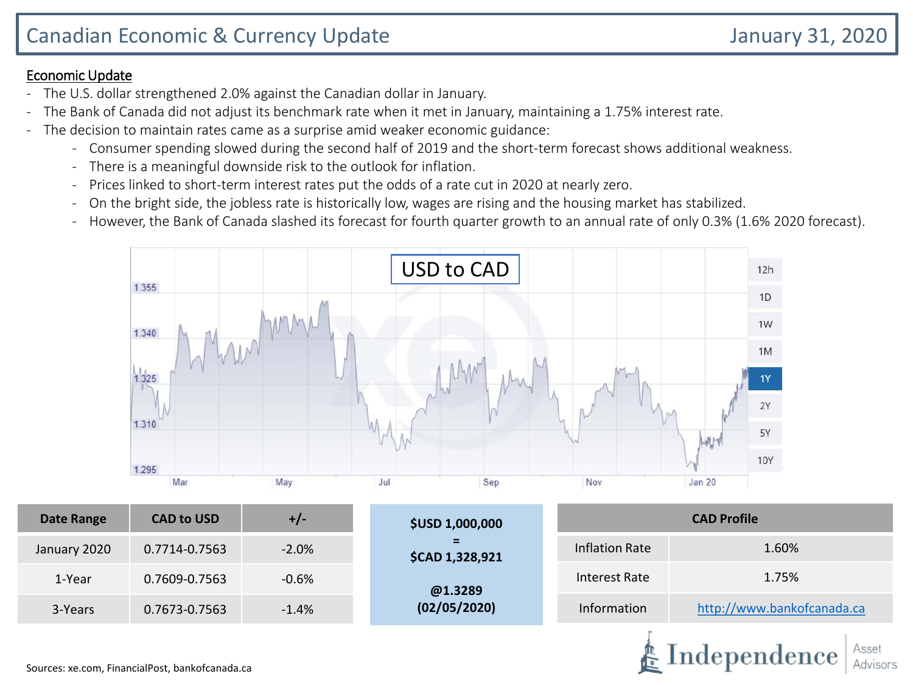# Canadian Economic & Currency Update

January 31, 2020

## Economic Update

- The U.S. dollar strengthened 2.0% against the Canadian dollar in January.
- The Bank of Canada did not adjust its benchmark rate when it met in January, maintaining a 1.75% interest rate.
- The decision to maintain rates came as a surprise amid weaker economic guidance:
  - Consumer spending slowed during the second half of 2019 and the short-term forecast shows additional weakness.
  - There is a meaningful downside risk to the outlook for inflation.
  - Prices linked to short-term interest rates put the odds of a rate cut in 2020 at nearly zero.
  - On the bright side, the jobless rate is historically low, wages are rising and the housing market has stabilized.
  - However, the Bank of Canada slashed its forecast for fourth quarter growth to an annual rate of only 0.3% (1.6% 2020 forecast).

USD to CAD

| Date Range | CAD to USD | +/- |
| --- | --- | --- |
| January 2020 | 0.7714-0.7563 | -2.0% |
| 1-Year | 0.7609-0.7563 | -0.6% |
| 3-Years | 0.7673-0.7563 | -1.4% |

**$USD 1,000,000**
**=**
**$CAD 1,328,921**

**@1.3289**
**(02/05/2020)**

| CAD Profile | |
| --- | --- |
| Inflation Rate | 1.60% |
| Interest Rate | 1.75% |
| Information | http://www.bankofcanada.ca |

Sources: xe.com, FinancialPost, bankofcanada.ca

Independence Asset Advisors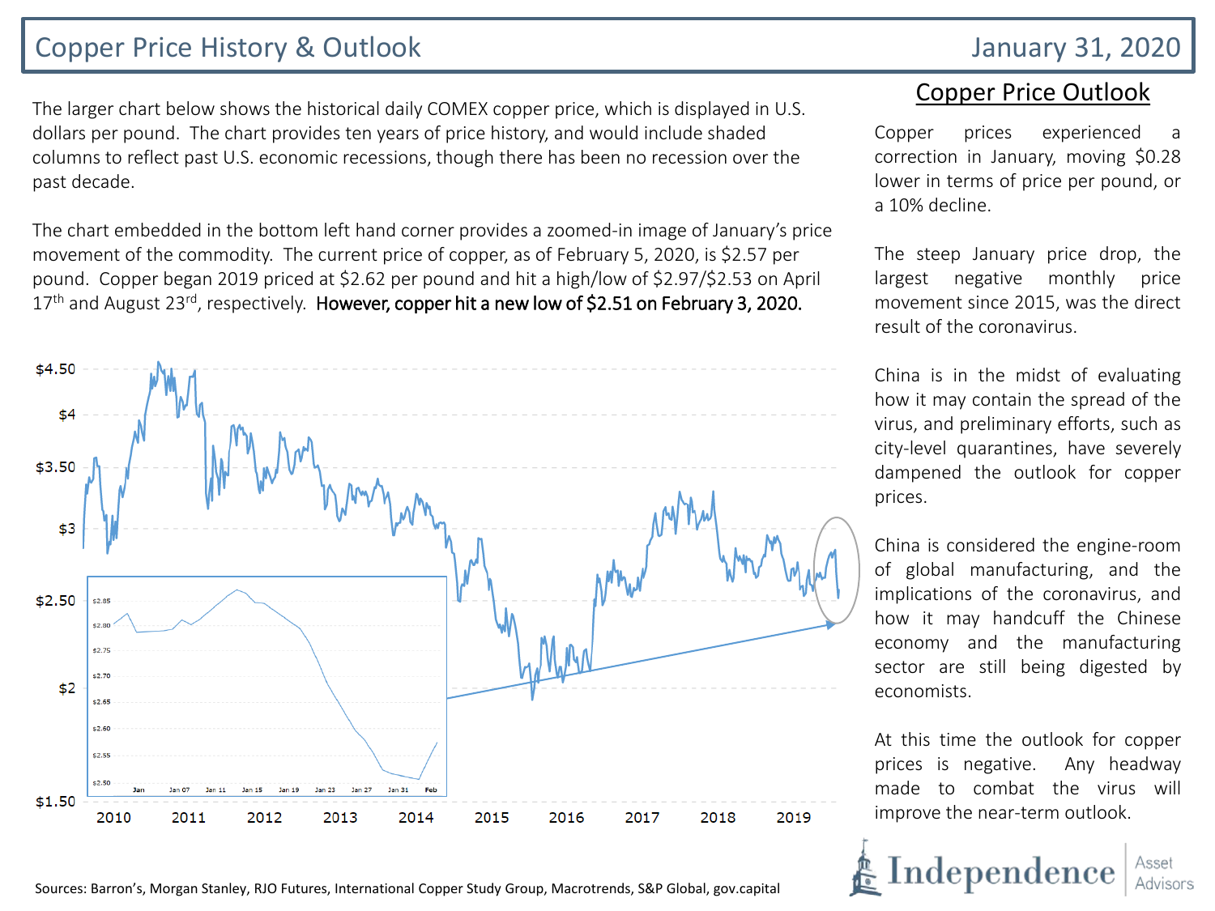# Copper Price History & Outlook

January 31, 2020

The larger chart below shows the historical daily COMEX copper price, which is displayed in U.S. dollars per pound. The chart provides ten years of price history, and would include shaded columns to reflect past U.S. economic recessions, though there has been no recession over the past decade.

The chart embedded in the bottom left hand corner provides a zoomed-in image of January's price movement of the commodity. The current price of copper, as of February 5, 2020, is $2.57 per pound. Copper began 2019 priced at $2.62 per pound and hit a high/low of $2.97/$2.53 on April 17th and August 23rd, respectively. **However, copper hit a new low of $2.51 on February 3, 2020.**

$4.50
$4
$3.50
$3
$2.50
$2
$1.50
2010 2011 2012 2013 2014 2015 2016 2017 2018 2019

$2.85
$2.80
$2.75
$2.70
$2.65
$2.60
$2.55
$2.50
Jan Jan 07 Jan 11 Jan 15 Jan 19 Jan 23 Jan 27 Jan 31 Feb

## Copper Price Outlook

Copper prices experienced a correction in January, moving $0.28 lower in terms of price per pound, or a 10% decline.

The steep January price drop, the largest negative monthly price movement since 2015, was the direct result of the coronavirus.

China is in the midst of evaluating how it may contain the spread of the virus, and preliminary efforts, such as city-level quarantines, have severely dampened the outlook for copper prices.

China is considered the engine-room of global manufacturing, and the implications of the coronavirus, and how it may handcuff the Chinese economy and the manufacturing sector are still being digested by economists.

At this time the outlook for copper prices is negative. Any headway made to combat the virus will improve the near-term outlook.

Sources: Barron's, Morgan Stanley, RJO Futures, International Copper Study Group, Macrotrends, S&P Global, gov.capital

Independence Asset Advisors